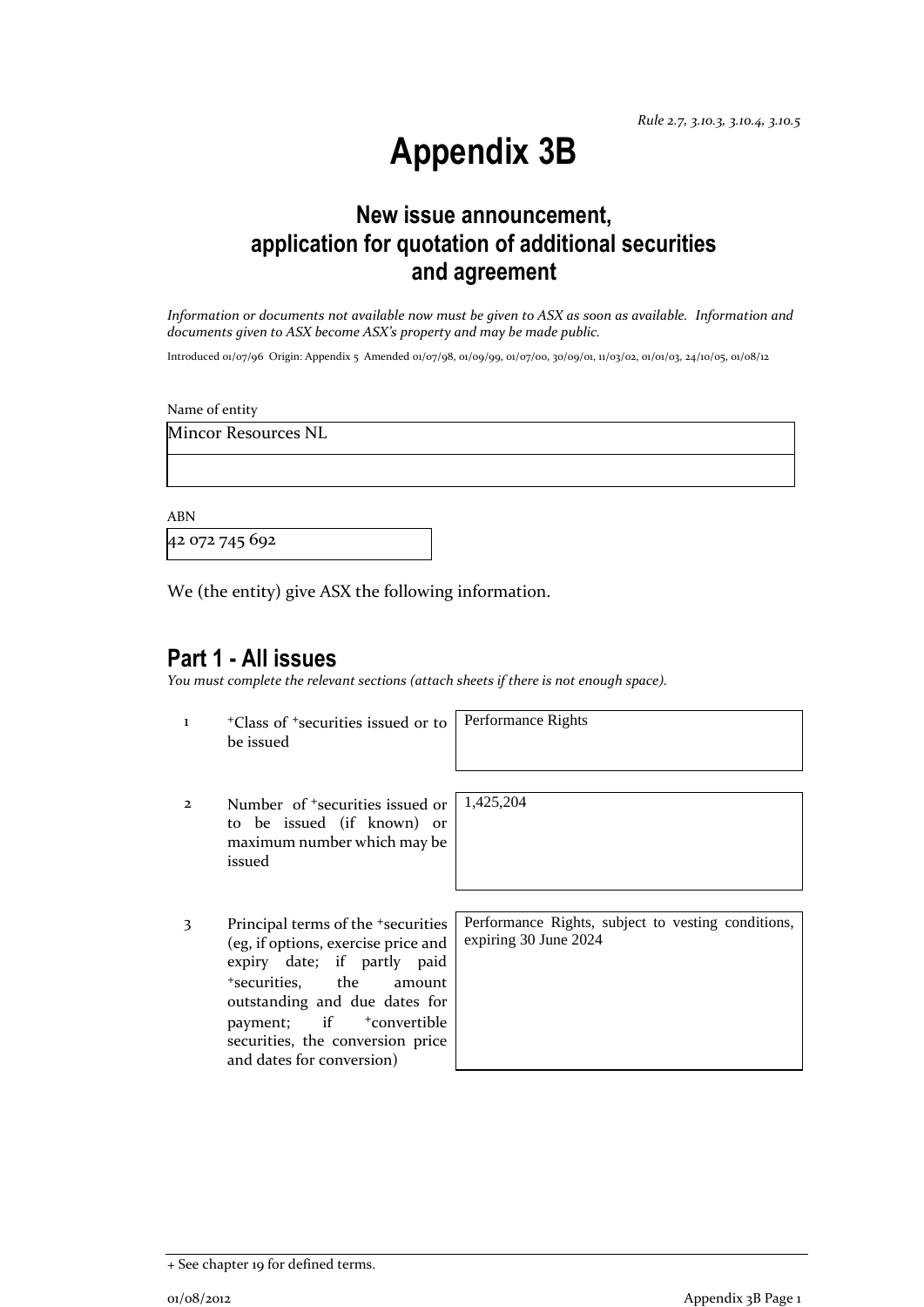*Rule 2.7, 3.10.3, 3.10.4, 3.10.5*

# Appendix 3B

## New issue announcement, application for quotation of additional securities and agreement

*Information or documents not available now must be given to ASX as soon as available. Information and documents given to ASX become ASX's property and may be made public.*

Introduced 01/07/96 Origin: Appendix 5 Amended 01/07/98, 01/09/99, 01/07/00, 30/09/01, 11/03/02, 01/01/03, 24/10/05, 01/08/12

Name of entity

Mincor Resources NL

ABN

42 072 745 692

We (the entity) give ASX the following information.

## Part 1 - All issues

*You must complete the relevant sections (attach sheets if there is not enough space).*

| | | |
|---|---|---|
| 1 | +Class of +securities issued or to be issued | Performance Rights |
| 2 | Number of +securities issued or to be issued (if known) or maximum number which may be issued | 1,425,204 |
| 3 | Principal terms of the +securities (eg, if options, exercise price and expiry date; if partly paid +securities, the amount outstanding and due dates for payment; if +convertible securities, the conversion price and dates for conversion) | Performance Rights, subject to vesting conditions, expiring 30 June 2024 |

+ See chapter 19 for defined terms.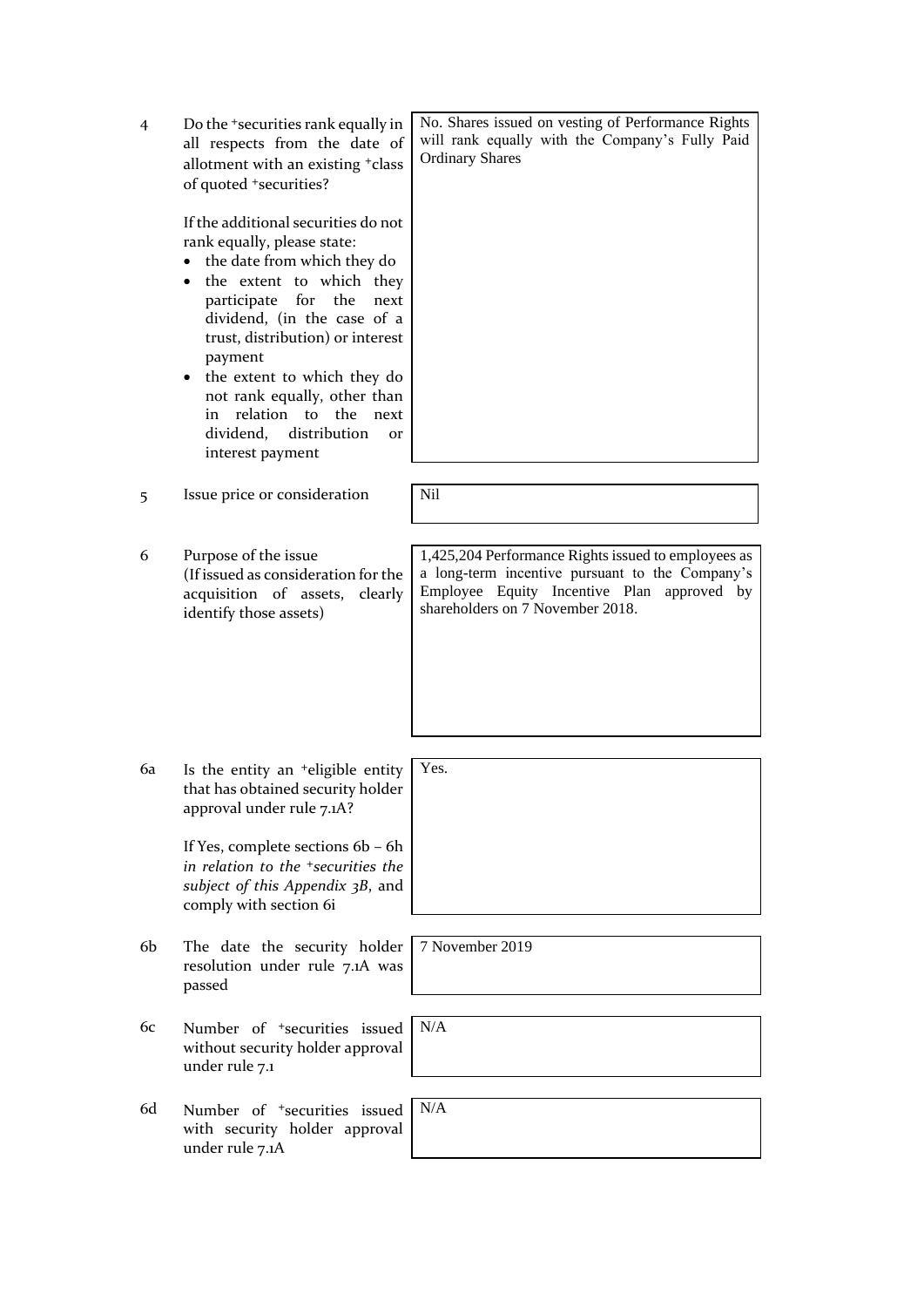| | | |
|---|---|---|
| 4 | Do the +securities rank equally in all respects from the date of allotment with an existing +class of quoted +securities?<br><br>If the additional securities do not rank equally, please state:<br>• the date from which they do<br>• the extent to which they participate for the next dividend, (in the case of a trust, distribution) or interest payment<br>• the extent to which they do not rank equally, other than in relation to the next dividend, distribution or interest payment | No. Shares issued on vesting of Performance Rights will rank equally with the Company's Fully Paid Ordinary Shares |
| 5 | Issue price or consideration | Nil |
| 6 | Purpose of the issue<br>(If issued as consideration for the acquisition of assets, clearly identify those assets) | 1,425,204 Performance Rights issued to employees as a long-term incentive pursuant to the Company's Employee Equity Incentive Plan approved by shareholders on 7 November 2018. |
| 6a | Is the entity an +eligible entity that has obtained security holder approval under rule 7.1A?<br><br>If Yes, complete sections 6b – 6h *in relation to the +securities the subject of this Appendix 3B*, and comply with section 6i | Yes. |
| 6b | The date the security holder resolution under rule 7.1A was passed | 7 November 2019 |
| 6c | Number of +securities issued without security holder approval under rule 7.1 | N/A |
| 6d | Number of +securities issued with security holder approval under rule 7.1A | N/A |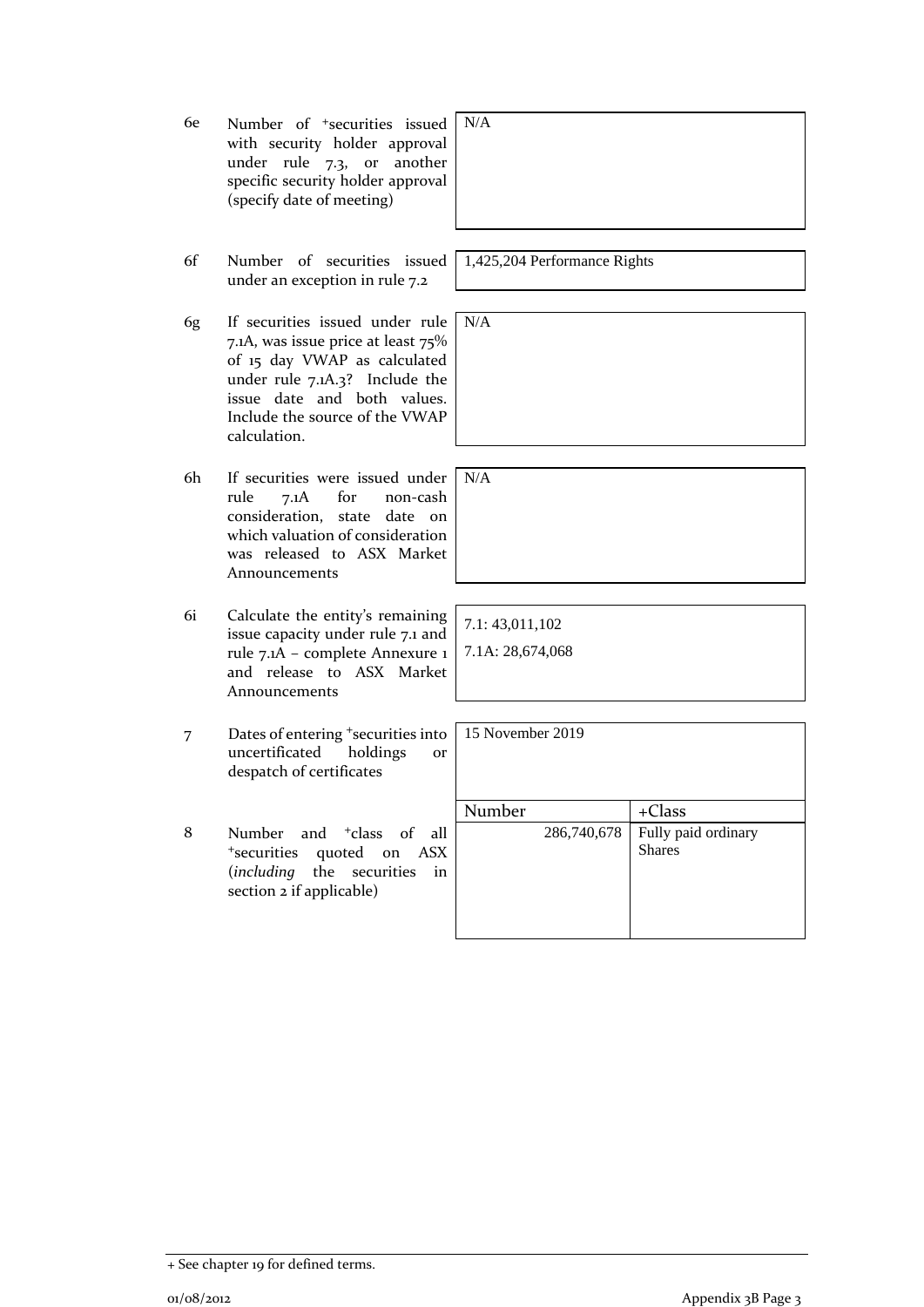| | | | |
|---|---|---|---|
| 6e | Number of +securities issued with security holder approval under rule 7.3, or another specific security holder approval (specify date of meeting) | N/A | |
| 6f | Number of securities issued under an exception in rule 7.2 | 1,425,204 Performance Rights | |
| 6g | If securities issued under rule 7.1A, was issue price at least 75% of 15 day VWAP as calculated under rule 7.1A.3? Include the issue date and both values. Include the source of the VWAP calculation. | N/A | |
| 6h | If securities were issued under rule 7.1A for non-cash consideration, state date on which valuation of consideration was released to ASX Market Announcements | N/A | |
| 6i | Calculate the entity's remaining issue capacity under rule 7.1 and rule 7.1A – complete Annexure 1 and release to ASX Market Announcements | 7.1: 43,011,102<br>7.1A: 28,674,068 | |
| 7 | Dates of entering +securities into uncertificated holdings or despatch of certificates | 15 November 2019 | |

| | | Number | +Class |
|---|---|---|---|
| 8 | Number and +class of all +securities quoted on ASX (*including* the securities in section 2 if applicable) | 286,740,678 | Fully paid ordinary Shares |

+ See chapter 19 for defined terms.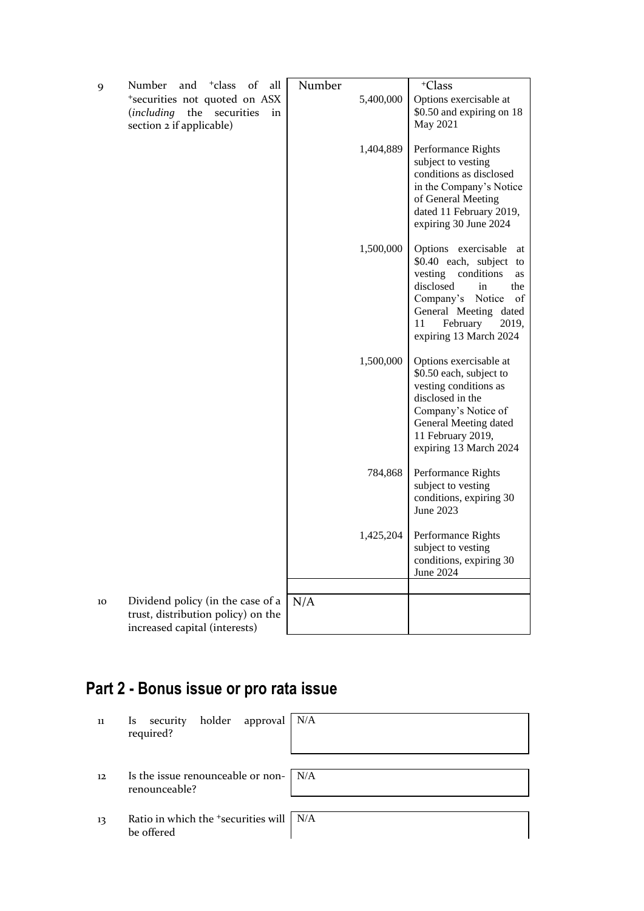| | | Number | +Class |
|---|---|---|---|
| 9 | Number and +class of all +securities not quoted on ASX (*including* the securities in section 2 if applicable) | 5,400,000 | Options exercisable at $0.50 and expiring on 18 May 2021 |
| | | 1,404,889 | Performance Rights subject to vesting conditions as disclosed in the Company's Notice of General Meeting dated 11 February 2019, expiring 30 June 2024 |
| | | 1,500,000 | Options exercisable at $0.40 each, subject to vesting conditions as disclosed in the Company's Notice of General Meeting dated 11 February 2019, expiring 13 March 2024 |
| | | 1,500,000 | Options exercisable at $0.50 each, subject to vesting conditions as disclosed in the Company's Notice of General Meeting dated 11 February 2019, expiring 13 March 2024 |
| | | 784,868 | Performance Rights subject to vesting conditions, expiring 30 June 2023 |
| | | 1,425,204 | Performance Rights subject to vesting conditions, expiring 30 June 2024 |
| 10 | Dividend policy (in the case of a trust, distribution policy) on the increased capital (interests) | N/A | |

## Part 2 - Bonus issue or pro rata issue

| | | |
|---|---|---|
| 11 | Is security holder approval required? | N/A |
| 12 | Is the issue renounceable or non-renounceable? | N/A |
| 13 | Ratio in which the +securities will be offered | N/A |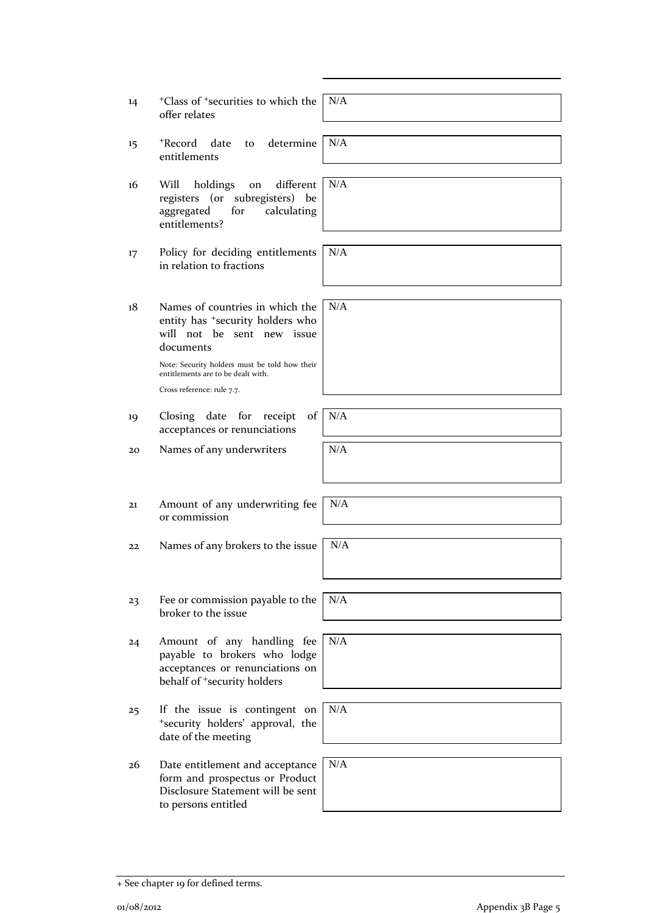| | | |
|---|---|---|
| 14 | +Class of +securities to which the offer relates | N/A |
| 15 | +Record date to determine entitlements | N/A |
| 16 | Will holdings on different registers (or subregisters) be aggregated for calculating entitlements? | N/A |
| 17 | Policy for deciding entitlements in relation to fractions | N/A |
| 18 | Names of countries in which the entity has +security holders who will not be sent new issue documents<br><br>Note: Security holders must be told how their entitlements are to be dealt with.<br><br>Cross reference: rule 7.7. | N/A |
| 19 | Closing date for receipt of acceptances or renunciations | N/A |
| 20 | Names of any underwriters | N/A |
| 21 | Amount of any underwriting fee or commission | N/A |
| 22 | Names of any brokers to the issue | N/A |
| 23 | Fee or commission payable to the broker to the issue | N/A |
| 24 | Amount of any handling fee payable to brokers who lodge acceptances or renunciations on behalf of +security holders | N/A |
| 25 | If the issue is contingent on +security holders' approval, the date of the meeting | N/A |
| 26 | Date entitlement and acceptance form and prospectus or Product Disclosure Statement will be sent to persons entitled | N/A |

+ See chapter 19 for defined terms.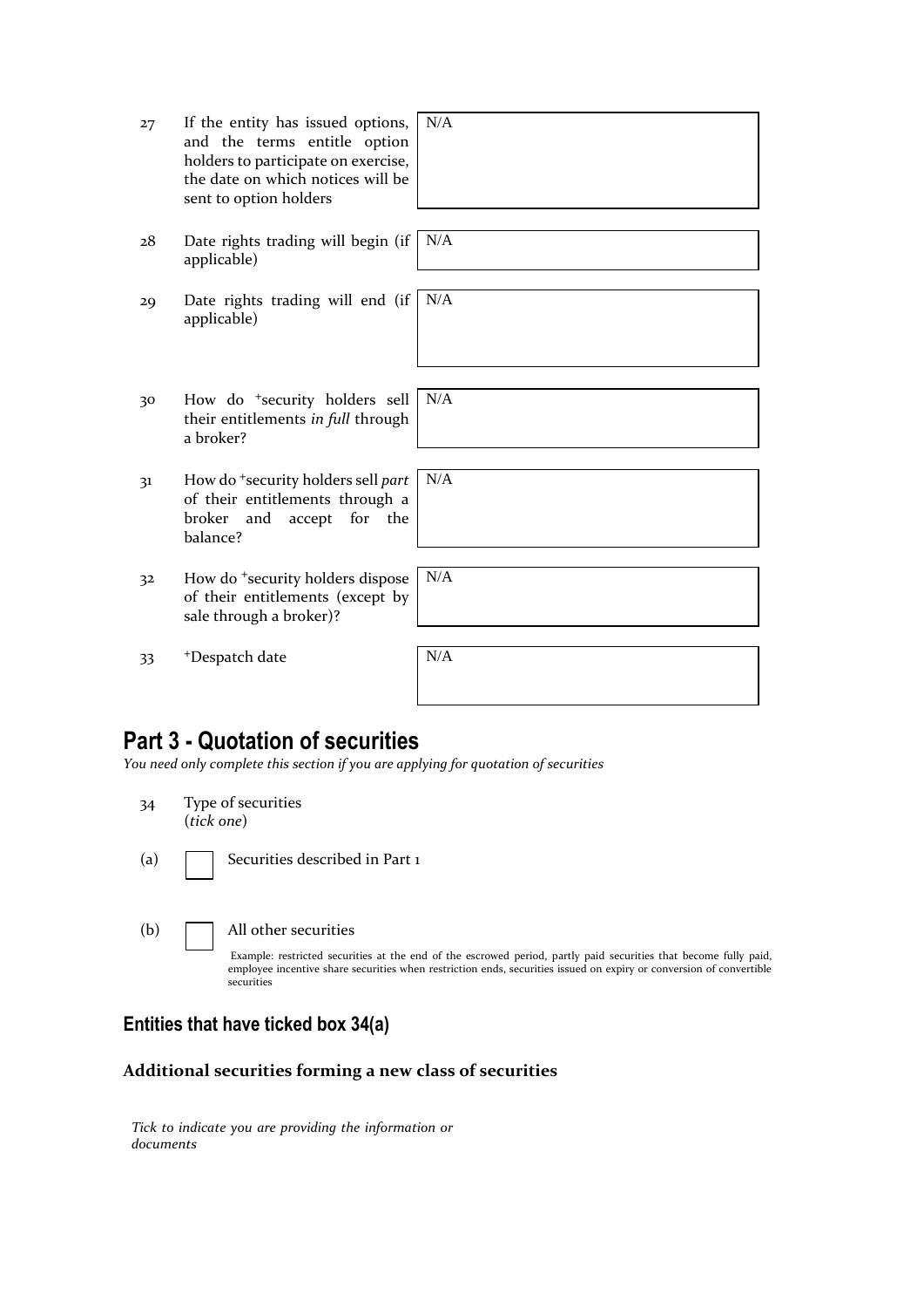| | | |
|---|---|---|
| 27 | If the entity has issued options, and the terms entitle option holders to participate on exercise, the date on which notices will be sent to option holders | N/A |
| 28 | Date rights trading will begin (if applicable) | N/A |
| 29 | Date rights trading will end (if applicable) | N/A |
| 30 | How do +security holders sell their entitlements *in full* through a broker? | N/A |
| 31 | How do +security holders sell *part* of their entitlements through a broker and accept for the balance? | N/A |
| 32 | How do +security holders dispose of their entitlements (except by sale through a broker)? | N/A |
| 33 | +Despatch date | N/A |

## Part 3 - Quotation of securities

*You need only complete this section if you are applying for quotation of securities*

34 Type of securities
(*tick one*)

(a) ☐ Securities described in Part 1

(b) ☐ All other securities

Example: restricted securities at the end of the escrowed period, partly paid securities that become fully paid, employee incentive share securities when restriction ends, securities issued on expiry or conversion of convertible securities

### Entities that have ticked box 34(a)

**Additional securities forming a new class of securities**

*Tick to indicate you are providing the information or documents*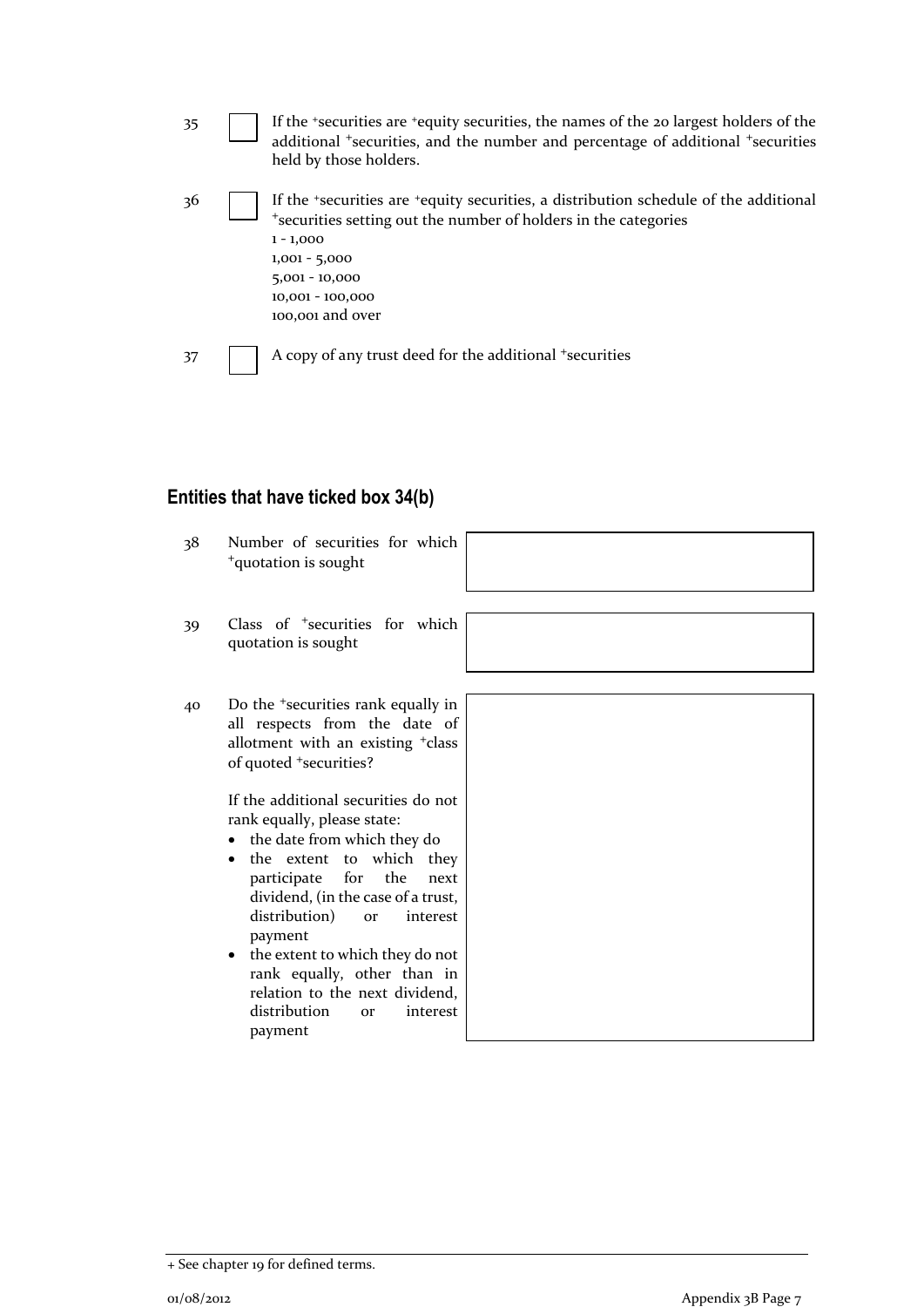35 ☐ If the +securities are +equity securities, the names of the 20 largest holders of the additional +securities, and the number and percentage of additional +securities held by those holders.

36 ☐ If the +securities are +equity securities, a distribution schedule of the additional +securities setting out the number of holders in the categories
1 - 1,000
1,001 - 5,000
5,001 - 10,000
10,001 - 100,000
100,001 and over

37 ☐ A copy of any trust deed for the additional +securities

## Entities that have ticked box 34(b)

| | | |
|---|---|---|
| 38 | Number of securities for which +quotation is sought | |
| 39 | Class of +securities for which quotation is sought | |
| 40 | Do the +securities rank equally in all respects from the date of allotment with an existing +class of quoted +securities?<br><br>If the additional securities do not rank equally, please state:<br>• the date from which they do<br>• the extent to which they participate for the next dividend, (in the case of a trust, distribution) or interest payment<br>• the extent to which they do not rank equally, other than in relation to the next dividend, distribution or interest payment | |

+ See chapter 19 for defined terms.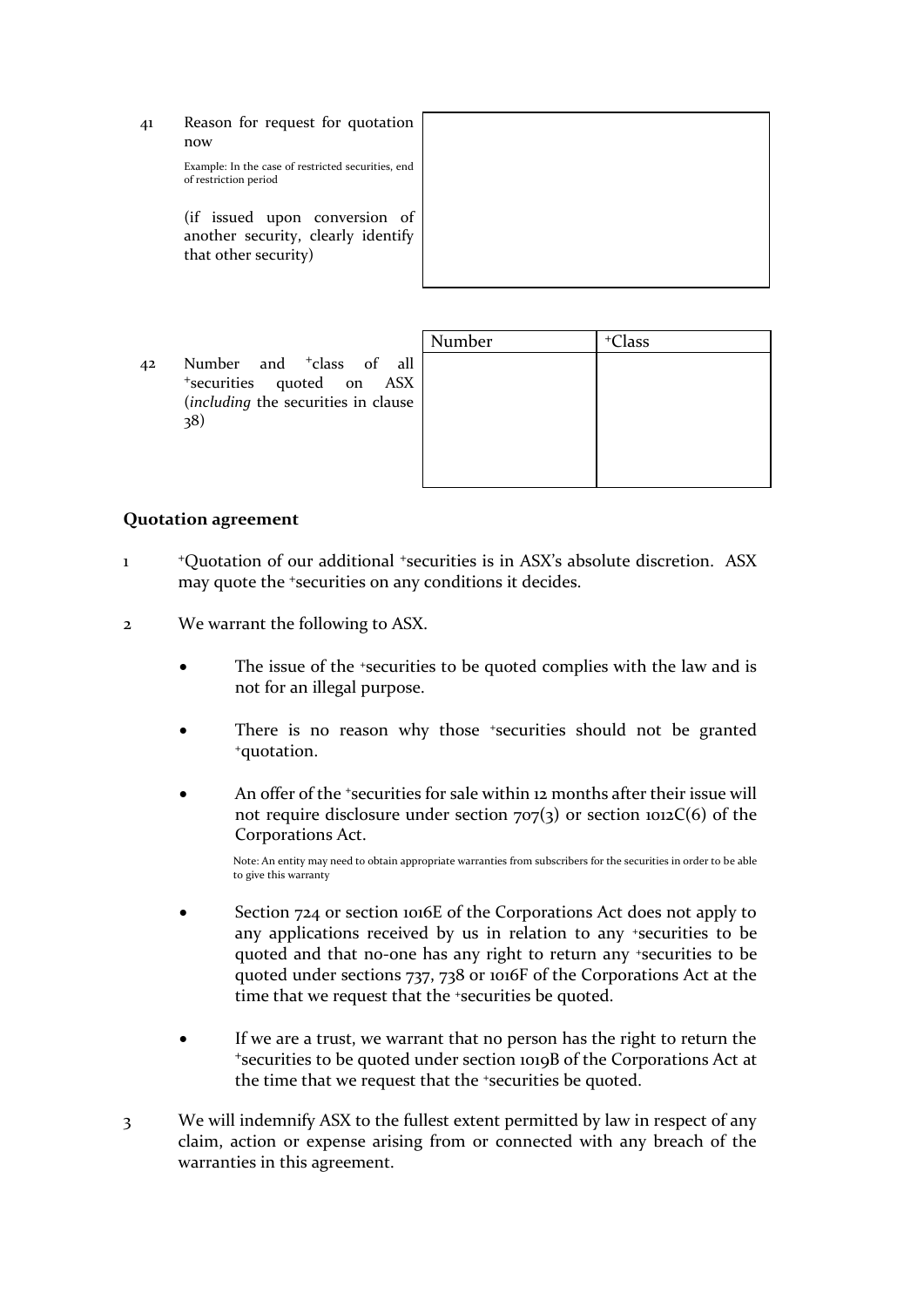41 Reason for request for quotation now

Example: In the case of restricted securities, end of restriction period

(if issued upon conversion of another security, clearly identify that other security)

| |
|---|
| |

42 Number and +class of all +securities quoted on ASX (*including* the securities in clause 38)

| Number | +Class |
|---|---|
| | |

## Quotation agreement

1 +Quotation of our additional +securities is in ASX's absolute discretion. ASX may quote the +securities on any conditions it decides.

2 We warrant the following to ASX.

- The issue of the +securities to be quoted complies with the law and is not for an illegal purpose.
- There is no reason why those +securities should not be granted +quotation.
- An offer of the +securities for sale within 12 months after their issue will not require disclosure under section 707(3) or section 1012C(6) of the Corporations Act.

  Note: An entity may need to obtain appropriate warranties from subscribers for the securities in order to be able to give this warranty

- Section 724 or section 1016E of the Corporations Act does not apply to any applications received by us in relation to any +securities to be quoted and that no-one has any right to return any +securities to be quoted under sections 737, 738 or 1016F of the Corporations Act at the time that we request that the +securities be quoted.
- If we are a trust, we warrant that no person has the right to return the +securities to be quoted under section 1019B of the Corporations Act at the time that we request that the +securities be quoted.

3 We will indemnify ASX to the fullest extent permitted by law in respect of any claim, action or expense arising from or connected with any breach of the warranties in this agreement.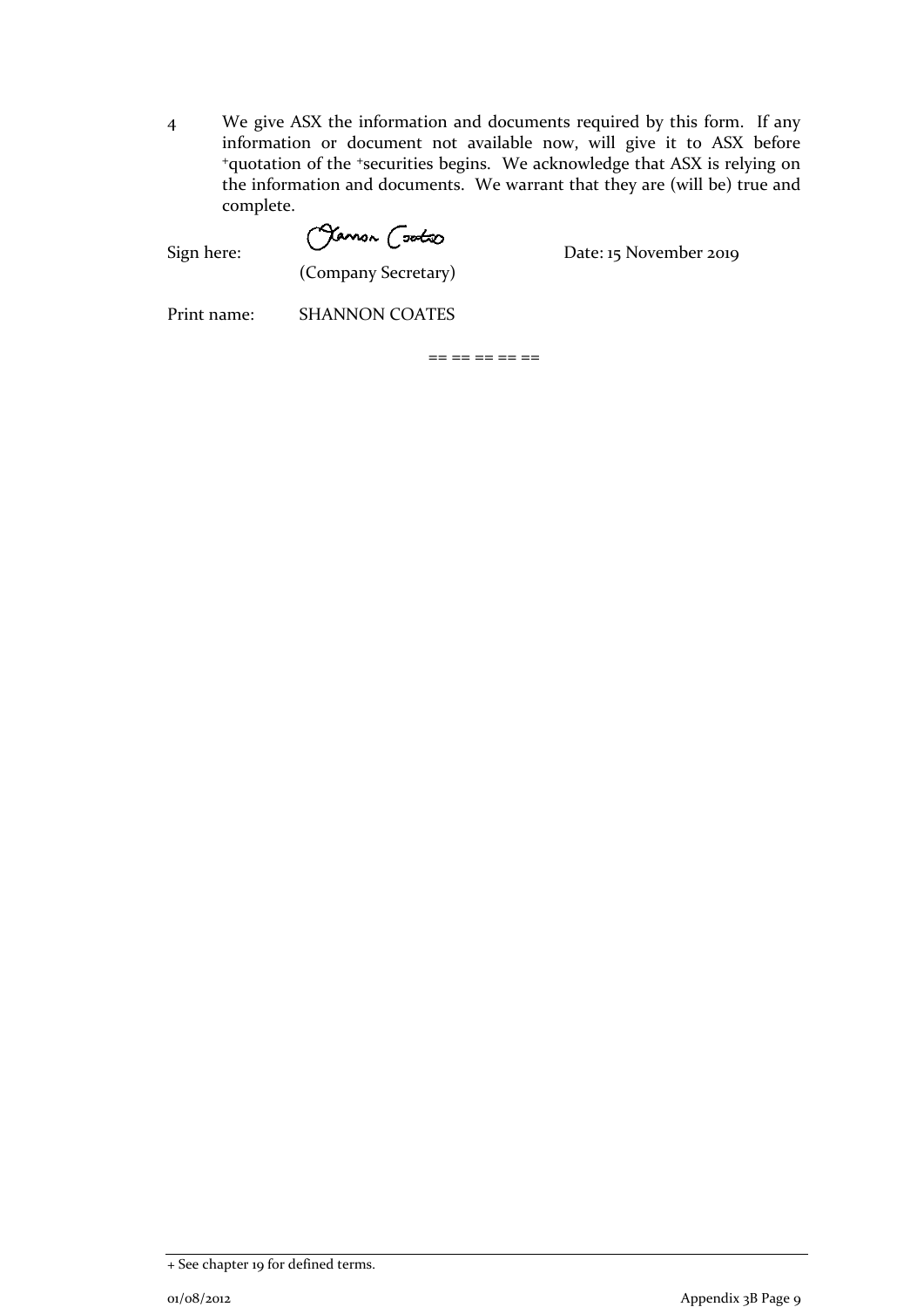4 We give ASX the information and documents required by this form. If any information or document not available now, will give it to ASX before +quotation of the +securities begins. We acknowledge that ASX is relying on the information and documents. We warrant that they are (will be) true and complete.

Sign here: (Company Secretary) Date: 15 November 2019

Print name: SHANNON COATES

== == == == ==

+ See chapter 19 for defined terms.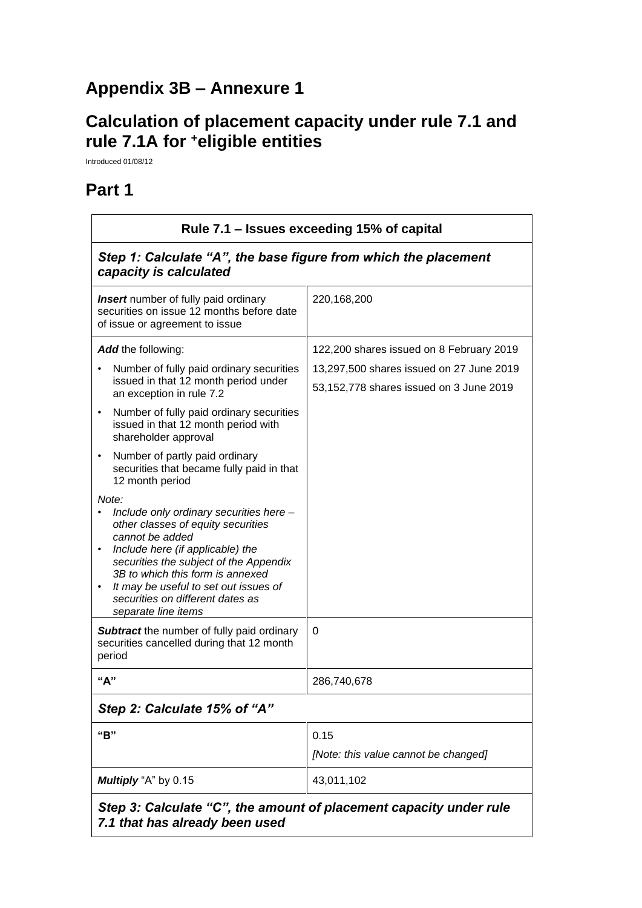# Appendix 3B – Annexure 1

# Calculation of placement capacity under rule 7.1 and rule 7.1A for +eligible entities

Introduced 01/08/12

# Part 1

| Rule 7.1 – Issues exceeding 15% of capital | |
|---|---|
| ***Step 1: Calculate "A", the base figure from which the placement capacity is calculated*** | |
| ***Insert*** number of fully paid ordinary securities on issue 12 months before date of issue or agreement to issue | 220,168,200 |
| ***Add*** the following:<br>• Number of fully paid ordinary securities issued in that 12 month period under an exception in rule 7.2<br>• Number of fully paid ordinary securities issued in that 12 month period with shareholder approval<br>• Number of partly paid ordinary securities that became fully paid in that 12 month period<br>*Note:*<br>• *Include only ordinary securities here – other classes of equity securities cannot be added*<br>• *Include here (if applicable) the securities the subject of the Appendix 3B to which this form is annexed*<br>• *It may be useful to set out issues of securities on different dates as separate line items* | 122,200 shares issued on 8 February 2019<br>13,297,500 shares issued on 27 June 2019<br>53,152,778 shares issued on 3 June 2019 |
| ***Subtract*** the number of fully paid ordinary securities cancelled during that 12 month period | 0 |
| **"A"** | 286,740,678 |
| ***Step 2: Calculate 15% of "A"*** | |
| **"B"** | 0.15<br>*[Note: this value cannot be changed]* |
| ***Multiply*** "A" by 0.15 | 43,011,102 |
| ***Step 3: Calculate "C", the amount of placement capacity under rule 7.1 that has already been used*** | |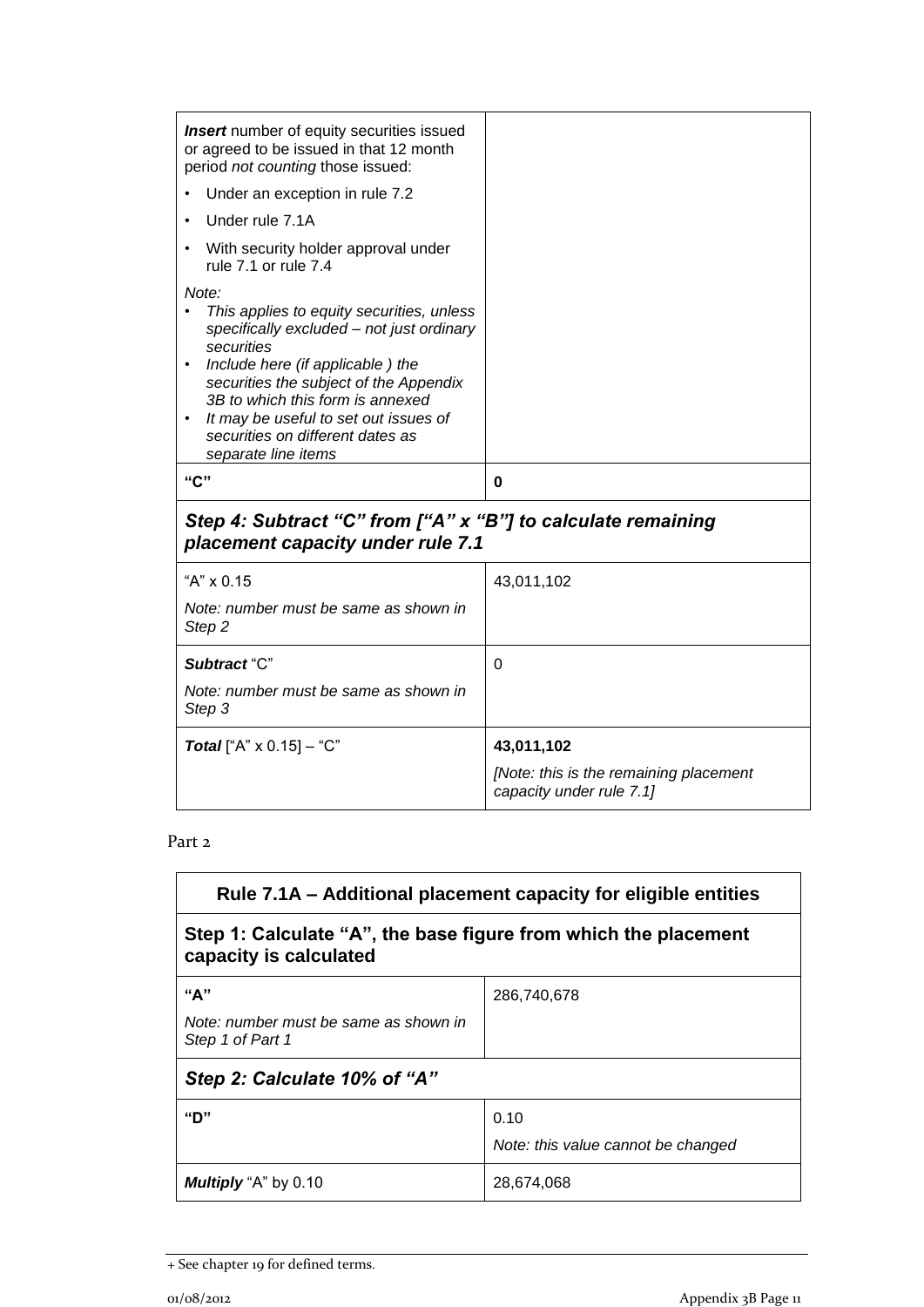| | |
|---|---|
| ***Insert*** number of equity securities issued or agreed to be issued in that 12 month period *not counting* those issued:<br>• Under an exception in rule 7.2<br>• Under rule 7.1A<br>• With security holder approval under rule 7.1 or rule 7.4<br>*Note:*<br>• *This applies to equity securities, unless specifically excluded – not just ordinary securities*<br>• *Include here (if applicable ) the securities the subject of the Appendix 3B to which this form is annexed*<br>• *It may be useful to set out issues of securities on different dates as separate line items* | |
| **"C"** | **0** |

| ***Step 4: Subtract "C" from ["A" x "B"] to calculate remaining placement capacity under rule 7.1*** | |
|---|---|
| "A" x 0.15<br>*Note: number must be same as shown in Step 2* | 43,011,102 |
| ***Subtract*** "C"<br>*Note: number must be same as shown in Step 3* | 0 |
| ***Total*** ["A" x 0.15] – "C" | **43,011,102**<br>*[Note: this is the remaining placement capacity under rule 7.1]* |

Part 2

| **Rule 7.1A – Additional placement capacity for eligible entities** | |
|---|---|
| **Step 1: Calculate "A", the base figure from which the placement capacity is calculated** | |
| **"A"**<br>*Note: number must be same as shown in Step 1 of Part 1* | 286,740,678 |
| ***Step 2: Calculate 10% of "A"*** | |
| **"D"** | 0.10<br>*Note: this value cannot be changed* |
| ***Multiply*** "A" by 0.10 | 28,674,068 |

+ See chapter 19 for defined terms.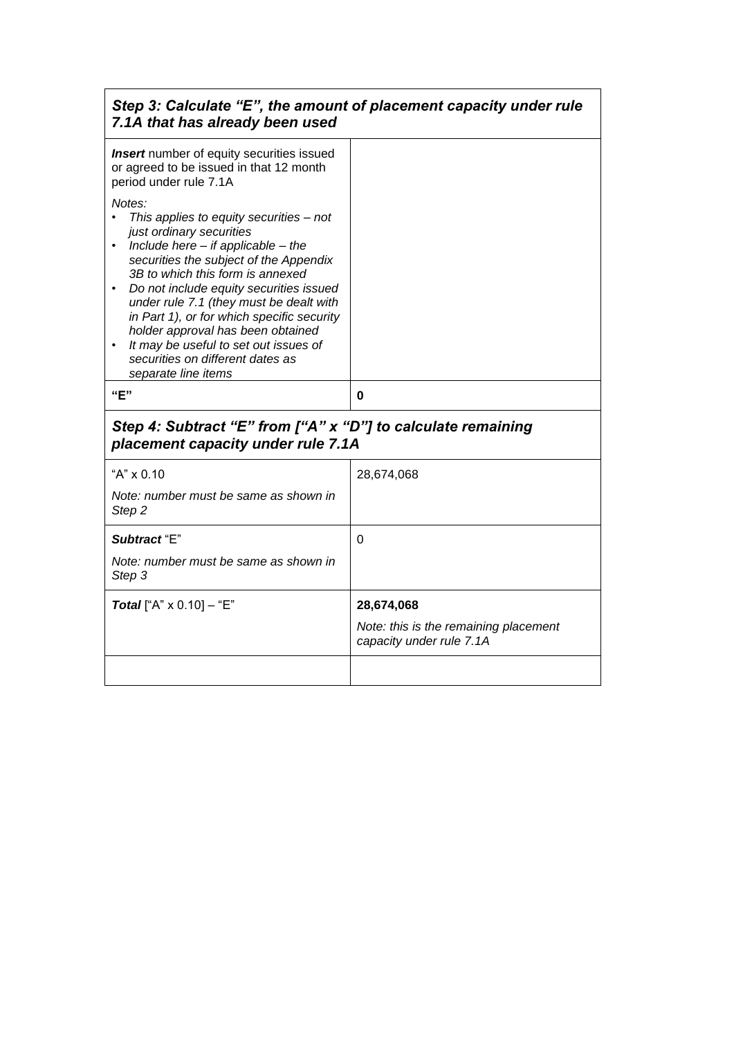| ***Step 3: Calculate "E", the amount of placement capacity under rule 7.1A that has already been used*** | |
|---|---|
| ***Insert*** number of equity securities issued or agreed to be issued in that 12 month period under rule 7.1A<br><br>*Notes:*<br>• *This applies to equity securities – not just ordinary securities*<br>• *Include here – if applicable – the securities the subject of the Appendix 3B to which this form is annexed*<br>• *Do not include equity securities issued under rule 7.1 (they must be dealt with in Part 1), or for which specific security holder approval has been obtained*<br>• *It may be useful to set out issues of securities on different dates as separate line items* | |
| **"E"** | **0** |

| ***Step 4: Subtract "E" from ["A" x "D"] to calculate remaining placement capacity under rule 7.1A*** | |
|---|---|
| "A" x 0.10<br><br>*Note: number must be same as shown in Step 2* | 28,674,068 |
| ***Subtract*** "E"<br><br>*Note: number must be same as shown in Step 3* | 0 |
| ***Total*** ["A" x 0.10] – "E" | **28,674,068**<br><br>*Note: this is the remaining placement capacity under rule 7.1A* |
| | |